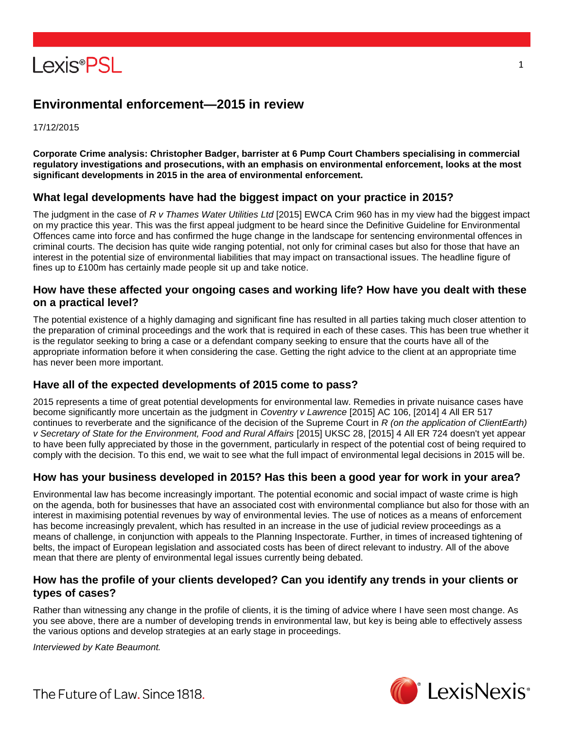# Environmental enforcement—2015 in review

17/12/2015

**Corporate Crime analysis: Christopher Badger, barrister at 6 Pump Court Chambers specialising in commercial regulatory investigations and prosecutions, with an emphasis on environmental enforcement, looks at the most significant developments in 2015 in the area of environmental enforcement.**

## What legal developments have had the biggest impact on your practice in 2015?

The judgment in the case of *R v Thames Water Utilities Ltd* [2015] EWCA Crim 960 has in my view had the biggest impact on my practice this year. This was the first appeal judgment to be heard since the Definitive Guideline for Environmental Offences came into force and has confirmed the huge change in the landscape for sentencing environmental offences in criminal courts. The decision has quite wide ranging potential, not only for criminal cases but also for those that have an interest in the potential size of environmental liabilities that may impact on transactional issues. The headline figure of fines up to £100m has certainly made people sit up and take notice.

## How have these affected your ongoing cases and working life? How have you dealt with these on a practical level?

The potential existence of a highly damaging and significant fine has resulted in all parties taking much closer attention to the preparation of criminal proceedings and the work that is required in each of these cases. This has been true whether it is the regulator seeking to bring a case or a defendant company seeking to ensure that the courts have all of the appropriate information before it when considering the case. Getting the right advice to the client at an appropriate time has never been more important.

## Have all of the expected developments of 2015 come to pass?

2015 represents a time of great potential developments for environmental law. Remedies in private nuisance cases have become significantly more uncertain as the judgment in *Coventry v Lawrence* [2015] AC 106, [2014] 4 All ER 517 continues to reverberate and the significance of the decision of the Supreme Court in *R (on the application of ClientEarth) v Secretary of State for the Environment, Food and Rural Affairs* [2015] UKSC 28, [2015] 4 All ER 724 doesn't yet appear to have been fully appreciated by those in the government, particularly in respect of the potential cost of being required to comply with the decision. To this end, we wait to see what the full impact of environmental legal decisions in 2015 will be.

## How has your business developed in 2015? Has this been a good year for work in your area?

Environmental law has become increasingly important. The potential economic and social impact of waste crime is high on the agenda, both for businesses that have an associated cost with environmental compliance but also for those with an interest in maximising potential revenues by way of environmental levies. The use of notices as a means of enforcement has become increasingly prevalent, which has resulted in an increase in the use of judicial review proceedings as a means of challenge, in conjunction with appeals to the Planning Inspectorate. Further, in times of increased tightening of belts, the impact of European legislation and associated costs has been of direct relevant to industry. All of the above mean that there are plenty of environmental legal issues currently being debated.

## How has the profile of your clients developed? Can you identify any trends in your clients or types of cases?

Rather than witnessing any change in the profile of clients, it is the timing of advice where I have seen most change. As you see above, there are a number of developing trends in environmental law, but key is being able to effectively assess the various options and develop strategies at an early stage in proceedings.

*Interviewed by Kate Beaumont.*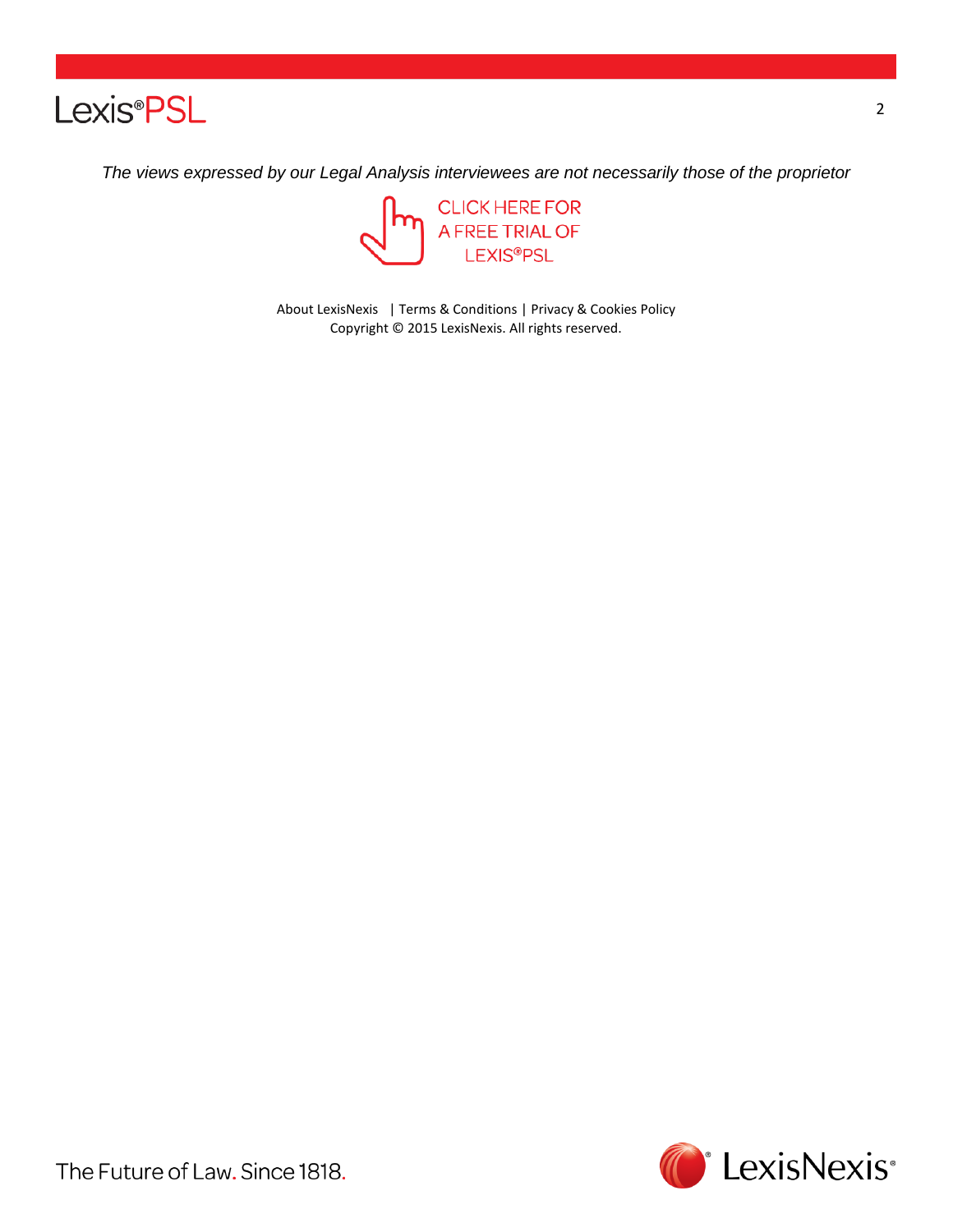*The views expressed by our Legal Analysis interviewees are not necessarily those of the proprietor*

CLICK HERE FOR A FREE TRIAL OF LEXIS®PSL

About LexisNexis | Terms & Conditions | Privacy & Cookies Policy
Copyright © 2015 LexisNexis. All rights reserved.